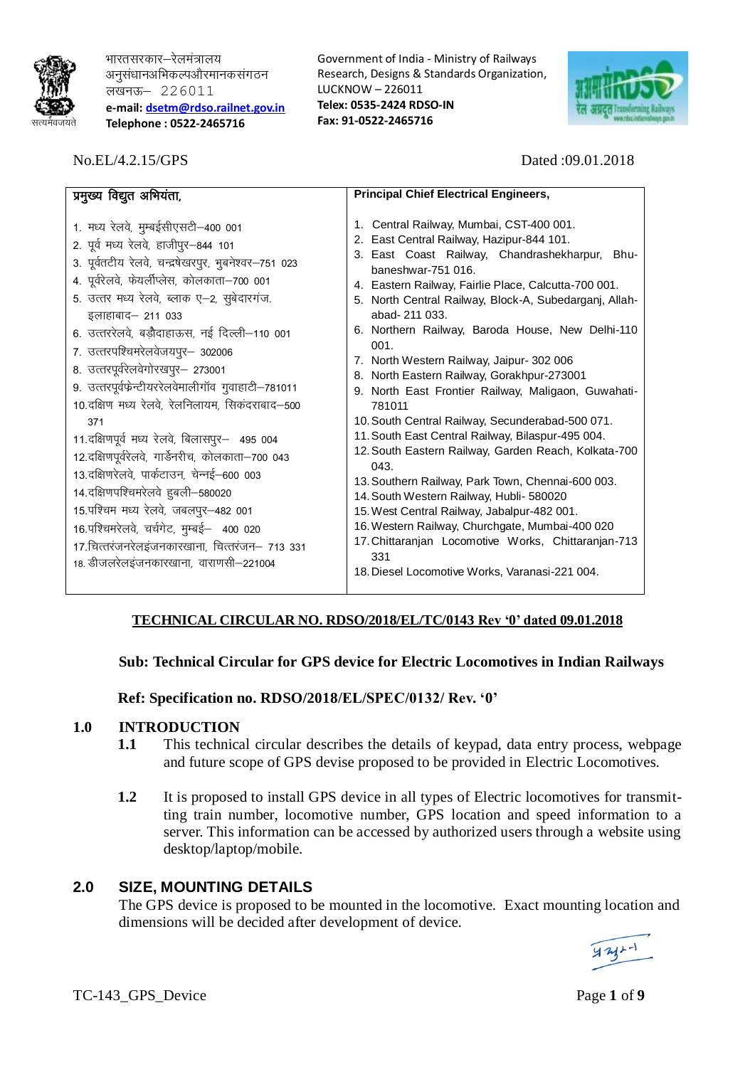भारतसरकार–रेलमंत्रालय
अनुसंधानअभिकल्पऔरमानकसंगठन
लखनऊ– 226011
**e-mail: dsetm@rdso.railnet.gov.in**
**Telephone : 0522-2465716**

Government of India - Ministry of Railways
Research, Designs & Standards Organization,
LUCKNOW – 226011
**Telex: 0535-2424 RDSO-IN**
**Fax: 91-0522-2465716**

No.EL/4.2.15/GPS Dated :09.01.2018

| **प्रमुख्य विद्युत अभियंता,** | **Principal Chief Electrical Engineers,** |
|---|---|
| 1. मध्य रेलवे, मुम्बईसीएसटी–400 001<br>2. पूर्व मध्य रेलवे, हाजीपुर–844 101<br>3. पूर्वतटीय रेलवे, चन्द्रषेखरपुर, भुबनेश्वर–751 023<br>4. पूर्वरेलवे, फेयर्लीप्लेस, कोलकाता–700 001<br>5. उत्तर मध्य रेलवे, ब्लाक ए–2, सुबेदारगंज. इलाहाबाद– 211 033<br>6. उत्तररेलवे, बड़ौदाहाऊस, नई दिल्ली–110 001<br>7. उत्तरपश्चिमरेलवेजयपुर– 302006<br>8. उत्तरपूर्वरेलवेगोरखपुर– 273001<br>9. उत्तरपूर्वफ्रेन्टीयररेलवेमालीगॉव गुवाहाटी–781011<br>10. दक्षिण मध्य रेलवे, रेलनिलायम, सिकंदराबाद–500 371<br>11. दक्षिणपूर्व मध्य रेलवे, बिलासपुर– 495 004<br>12. दक्षिणपूर्वरेलवे, गार्डेनरीच, कोलकाता–700 043<br>13. दक्षिणरेलवे, पार्कटाउन, चेन्नई–600 003<br>14. दक्षिणपश्चिमरेलवे हुबली–580020<br>15. पश्चिम मध्य रेलवे, जबलपुर–482 001<br>16. पश्चिमरेलवे, चर्चगेट, मुम्बई– 400 020<br>17. चित्तरंजनरेलइंजनकारखाना, चित्तरंजन– 713 331<br>18. डीजलरेलइंजनकारखाना, वाराणसी–221004 | 1. Central Railway, Mumbai, CST-400 001.<br>2. East Central Railway, Hazipur-844 101.<br>3. East Coast Railway, Chandrashekharpur, Bhubaneshwar-751 016.<br>4. Eastern Railway, Fairlie Place, Calcutta-700 001.<br>5. North Central Railway, Block-A, Subedarganj, Allahabad- 211 033.<br>6. Northern Railway, Baroda House, New Delhi-110 001.<br>7. North Western Railway, Jaipur- 302 006<br>8. North Eastern Railway, Gorakhpur-273001<br>9. North East Frontier Railway, Maligaon, Guwahati-781011<br>10. South Central Railway, Secunderabad-500 071.<br>11. South East Central Railway, Bilaspur-495 004.<br>12. South Eastern Railway, Garden Reach, Kolkata-700 043.<br>13. Southern Railway, Park Town, Chennai-600 003.<br>14. South Western Railway, Hubli- 580020<br>15. West Central Railway, Jabalpur-482 001.<br>16. Western Railway, Churchgate, Mumbai-400 020<br>17. Chittaranjan Locomotive Works, Chittaranjan-713 331<br>18. Diesel Locomotive Works, Varanasi-221 004. |

**TECHNICAL CIRCULAR NO. RDSO/2018/EL/TC/0143 Rev '0' dated 09.01.2018**

**Sub: Technical Circular for GPS device for Electric Locomotives in Indian Railways**

**Ref: Specification no. RDSO/2018/EL/SPEC/0132/ Rev. '0'**

## 1.0 INTRODUCTION

**1.1** This technical circular describes the details of keypad, data entry process, webpage and future scope of GPS devise proposed to be provided in Electric Locomotives.

**1.2** It is proposed to install GPS device in all types of Electric locomotives for transmitting train number, locomotive number, GPS location and speed information to a server. This information can be accessed by authorized users through a website using desktop/laptop/mobile.

## 2.0 SIZE, MOUNTING DETAILS

The GPS device is proposed to be mounted in the locomotive. Exact mounting location and dimensions will be decided after development of device.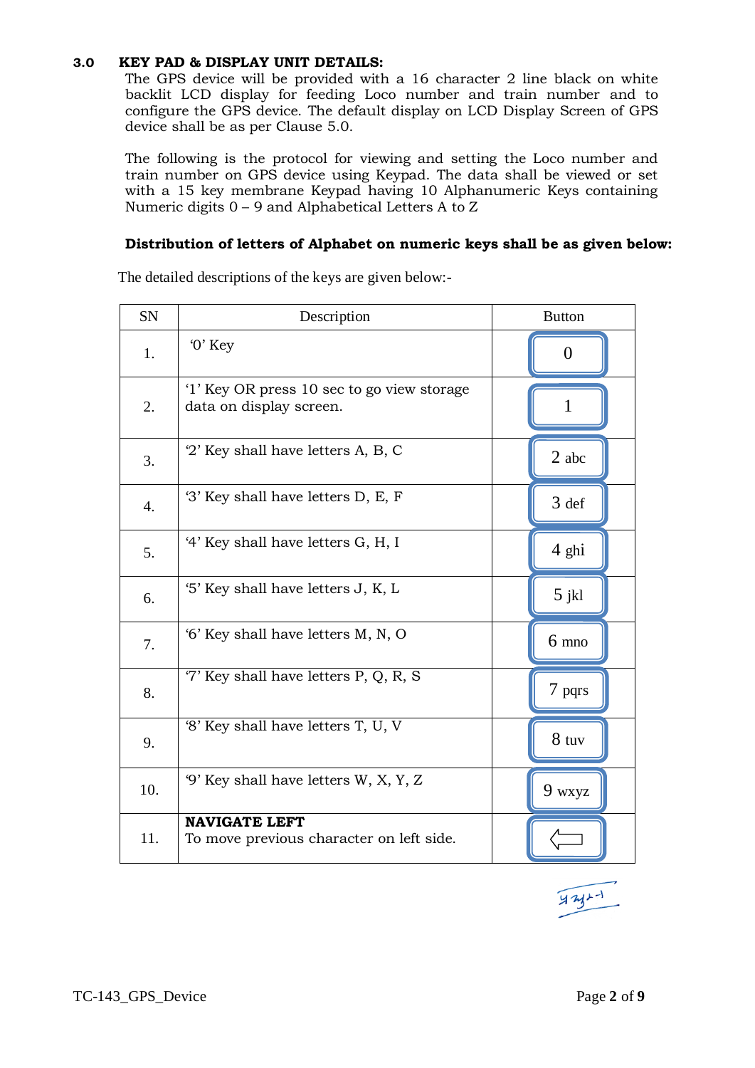### 3.0 KEY PAD & DISPLAY UNIT DETAILS:

The GPS device will be provided with a 16 character 2 line black on white backlit LCD display for feeding Loco number and train number and to configure the GPS device. The default display on LCD Display Screen of GPS device shall be as per Clause 5.0.

The following is the protocol for viewing and setting the Loco number and train number on GPS device using Keypad. The data shall be viewed or set with a 15 key membrane Keypad having 10 Alphanumeric Keys containing Numeric digits 0 – 9 and Alphabetical Letters A to Z

**Distribution of letters of Alphabet on numeric keys shall be as given below:**

The detailed descriptions of the keys are given below:-

| SN | Description | Button |
|---|---|---|
| 1. | '0' Key | 0 |
| 2. | '1' Key OR press 10 sec to go view storage data on display screen. | 1 |
| 3. | '2' Key shall have letters A, B, C | 2 abc |
| 4. | '3' Key shall have letters D, E, F | 3 def |
| 5. | '4' Key shall have letters G, H, I | 4 ghi |
| 6. | '5' Key shall have letters J, K, L | 5 jkl |
| 7. | '6' Key shall have letters M, N, O | 6 mno |
| 8. | '7' Key shall have letters P, Q, R, S | 7 pqrs |
| 9. | '8' Key shall have letters T, U, V | 8 tuv |
| 10. | '9' Key shall have letters W, X, Y, Z | 9 wxyz |
| 11. | **NAVIGATE LEFT** To move previous character on left side. | ⇦ |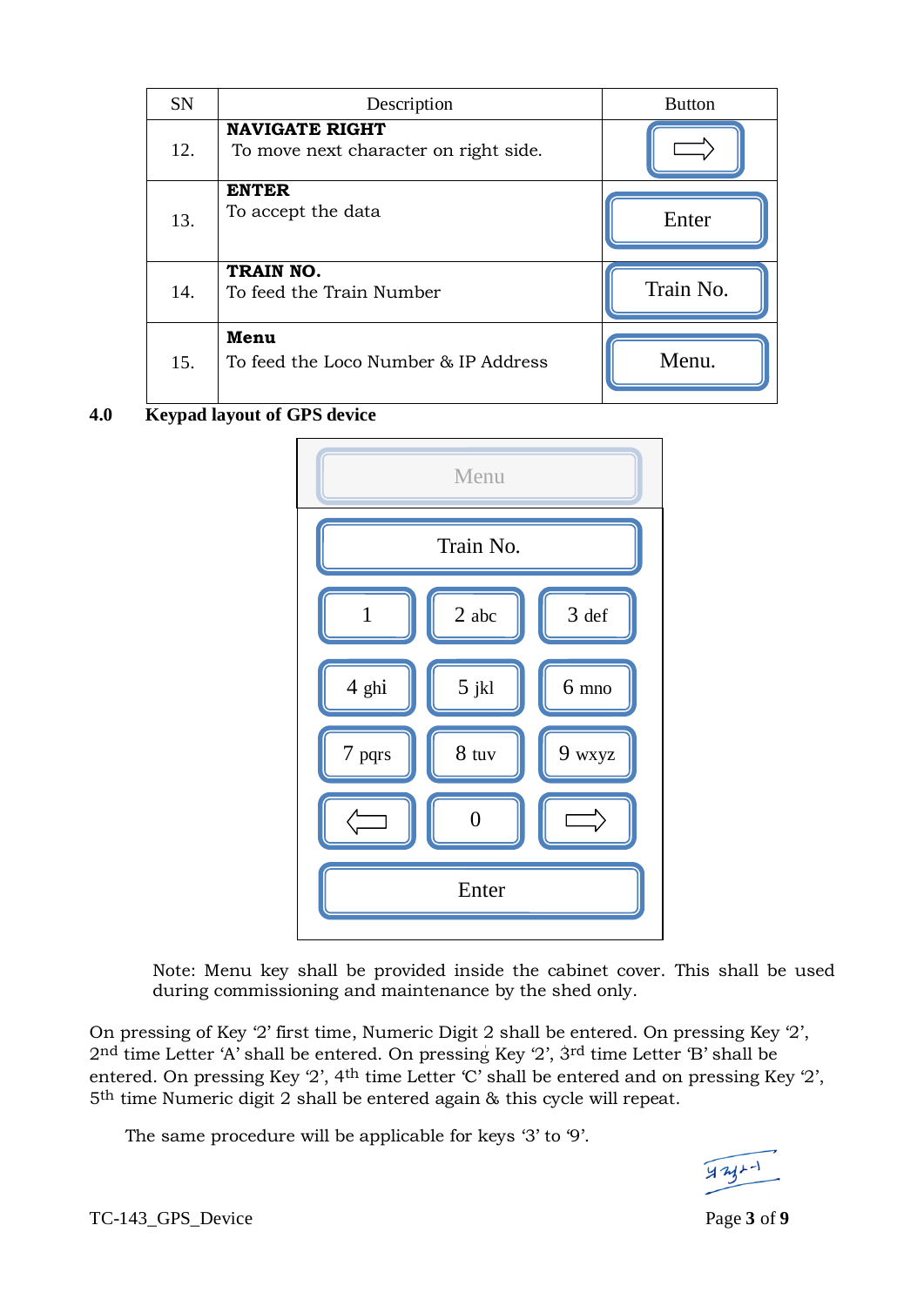| SN | Description | Button |
|---|---|---|
| 12. | **NAVIGATE RIGHT** To move next character on right side. | ⇨ |
| 13. | **ENTER** To accept the data | Enter |
| 14. | **TRAIN NO.** To feed the Train Number | Train No. |
| 15. | **Menu** To feed the Loco Number & IP Address | Menu. |

## 4.0 Keypad layout of GPS device

| | | |
|---|---|---|
| Menu | | |
| Train No. | | |
| 1 | 2 abc | 3 def |
| 4 ghi | 5 jkl | 6 mno |
| 7 pqrs | 8 tuv | 9 wxyz |
| ⇦ | 0 | ⇨ |
| Enter | | |

Note: Menu key shall be provided inside the cabinet cover. This shall be used during commissioning and maintenance by the shed only.

On pressing of Key '2' first time, Numeric Digit 2 shall be entered. On pressing Key '2', 2nd time Letter 'A' shall be entered. On pressing Key '2', 3rd time Letter 'B' shall be entered. On pressing Key '2', 4th time Letter 'C' shall be entered and on pressing Key '2', 5th time Numeric digit 2 shall be entered again & this cycle will repeat.

The same procedure will be applicable for keys '3' to '9'.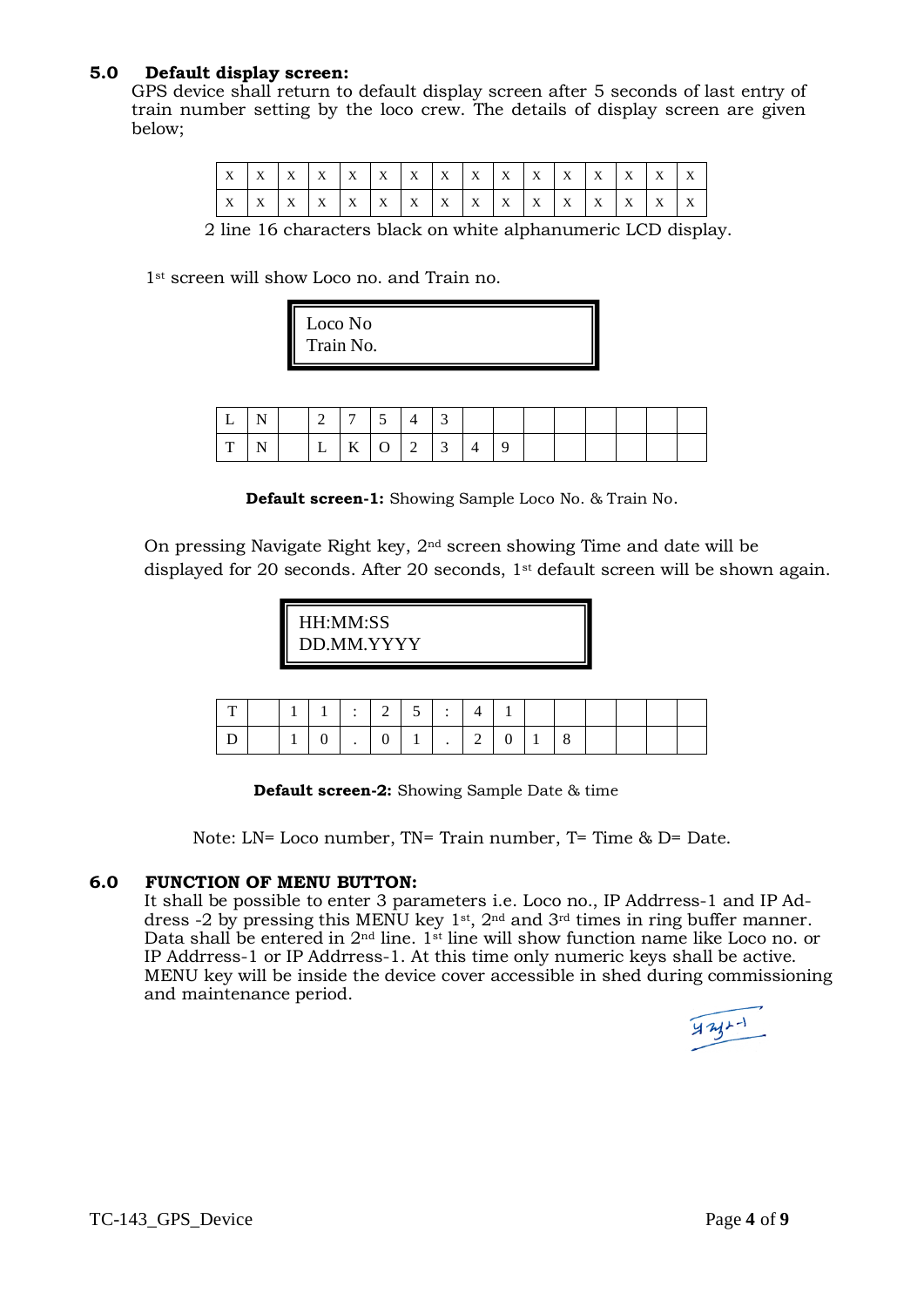## 5.0 Default display screen:

GPS device shall return to default display screen after 5 seconds of last entry of train number setting by the loco crew. The details of display screen are given below;

| X | X | X | X | X | X | X | X | X | X | X | X | X | X | X | X |
|---|---|---|---|---|---|---|---|---|---|---|---|---|---|---|---|
| X | X | X | X | X | X | X | X | X | X | X | X | X | X | X | X |

2 line 16 characters black on white alphanumeric LCD display.

1st screen will show Loco no. and Train no.

```
Loco No
Train No.
```

| L | N | | 2 | 7 | 5 | 4 | 3 | | | | | | | | |
|---|---|---|---|---|---|---|---|---|---|---|---|---|---|---|---|
| T | N | | L | K | O | 2 | 3 | 4 | 9 | | | | | | |

**Default screen-1:** Showing Sample Loco No. & Train No.

On pressing Navigate Right key, 2nd screen showing Time and date will be displayed for 20 seconds. After 20 seconds, 1st default screen will be shown again.

```
HH:MM:SS
DD.MM.YYYY
```

| T | | 1 | 1 | : | 2 | 5 | : | 4 | 1 | | | | | | |
|---|---|---|---|---|---|---|---|---|---|---|---|---|---|---|---|
| D | | 1 | 0 | . | 0 | 1 | . | 2 | 0 | 1 | 8 | | | | |

**Default screen-2:** Showing Sample Date & time

Note: LN= Loco number, TN= Train number, T= Time & D= Date.

## 6.0 FUNCTION OF MENU BUTTON:

It shall be possible to enter 3 parameters i.e. Loco no., IP Addrress-1 and IP Address -2 by pressing this MENU key 1st, 2nd and 3rd times in ring buffer manner. Data shall be entered in 2nd line. 1st line will show function name like Loco no. or IP Addrress-1 or IP Addrress-1. At this time only numeric keys shall be active. MENU key will be inside the device cover accessible in shed during commissioning and maintenance period.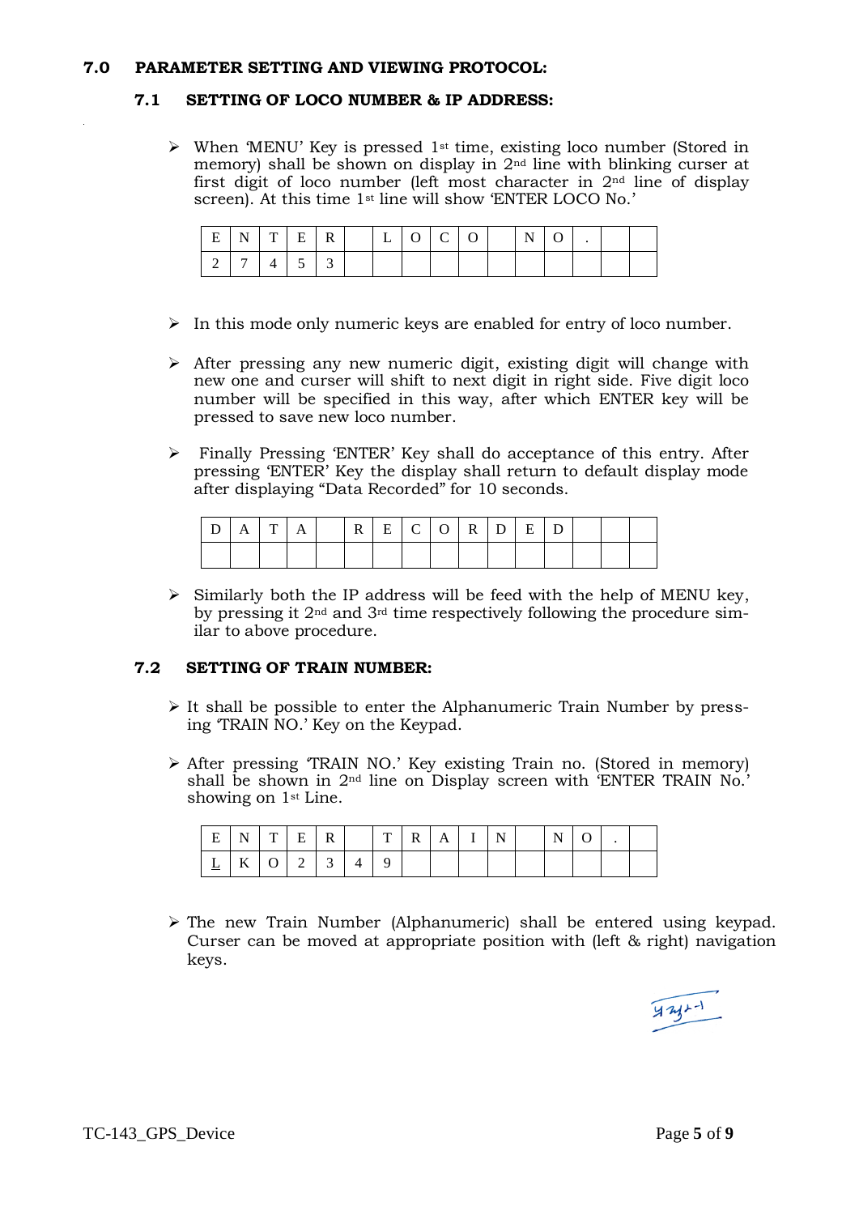## 7.0 PARAMETER SETTING AND VIEWING PROTOCOL:

### 7.1 SETTING OF LOCO NUMBER & IP ADDRESS:

- When 'MENU' Key is pressed 1st time, existing loco number (Stored in memory) shall be shown on display in 2nd line with blinking curser at first digit of loco number (left most character in 2nd line of display screen). At this time 1st line will show 'ENTER LOCO No.'

| E | N | T | E | R | | L | O | C | O | | N | O | . | | |
|---|---|---|---|---|---|---|---|---|---|---|---|---|---|---|---|
| 2 | 7 | 4 | 5 | 3 | | | | | | | | | | | |

- In this mode only numeric keys are enabled for entry of loco number.

- After pressing any new numeric digit, existing digit will change with new one and curser will shift to next digit in right side. Five digit loco number will be specified in this way, after which ENTER key will be pressed to save new loco number.

- Finally Pressing 'ENTER' Key shall do acceptance of this entry. After pressing 'ENTER' Key the display shall return to default display mode after displaying "Data Recorded" for 10 seconds.

| D | A | T | A | | R | E | C | O | R | D | E | D | | | |
|---|---|---|---|---|---|---|---|---|---|---|---|---|---|---|---|
| | | | | | | | | | | | | | | | |

- Similarly both the IP address will be feed with the help of MENU key, by pressing it 2nd and 3rd time respectively following the procedure similar to above procedure.

### 7.2 SETTING OF TRAIN NUMBER:

- It shall be possible to enter the Alphanumeric Train Number by pressing 'TRAIN NO.' Key on the Keypad.

- After pressing 'TRAIN NO.' Key existing Train no. (Stored in memory) shall be shown in 2nd line on Display screen with 'ENTER TRAIN No.' showing on 1st Line.

| E | N | T | E | R | | T | R | A | I | N | | N | O | . | |
|---|---|---|---|---|---|---|---|---|---|---|---|---|---|---|---|
| L | K | O | 2 | 3 | 4 | 9 | | | | | | | | | |

- The new Train Number (Alphanumeric) shall be entered using keypad. Curser can be moved at appropriate position with (left & right) navigation keys.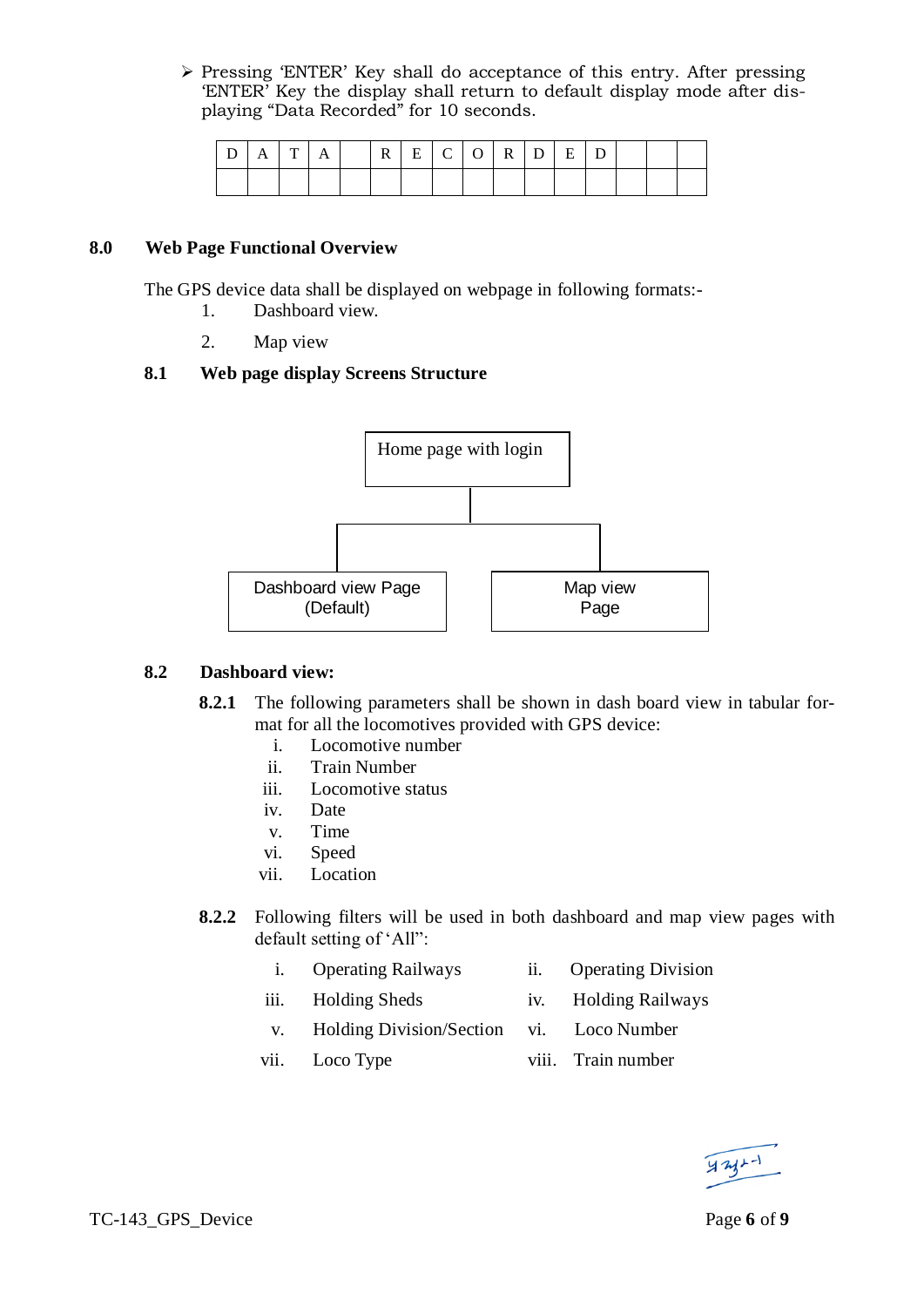- Pressing 'ENTER' Key shall do acceptance of this entry. After pressing 'ENTER' Key the display shall return to default display mode after displaying "Data Recorded" for 10 seconds.

| D | A | T | A | | R | E | C | O | R | D | E | D | | | |
|---|---|---|---|---|---|---|---|---|---|---|---|---|---|---|---|
| | | | | | | | | | | | | | | | |

## 8.0 Web Page Functional Overview

The GPS device data shall be displayed on webpage in following formats:-

1. Dashboard view.
2. Map view

### 8.1 Web page display Screens Structure

Home page with login
- Dashboard view Page (Default)
- Map view Page

### 8.2 Dashboard view:

**8.2.1** The following parameters shall be shown in dash board view in tabular format for all the locomotives provided with GPS device:

i. Locomotive number
ii. Train Number
iii. Locomotive status
iv. Date
v. Time
vi. Speed
vii. Location

**8.2.2** Following filters will be used in both dashboard and map view pages with default setting of 'All":

i. Operating Railways
ii. Operating Division
iii. Holding Sheds
iv. Holding Railways
v. Holding Division/Section
vi. Loco Number
vii. Loco Type
viii. Train number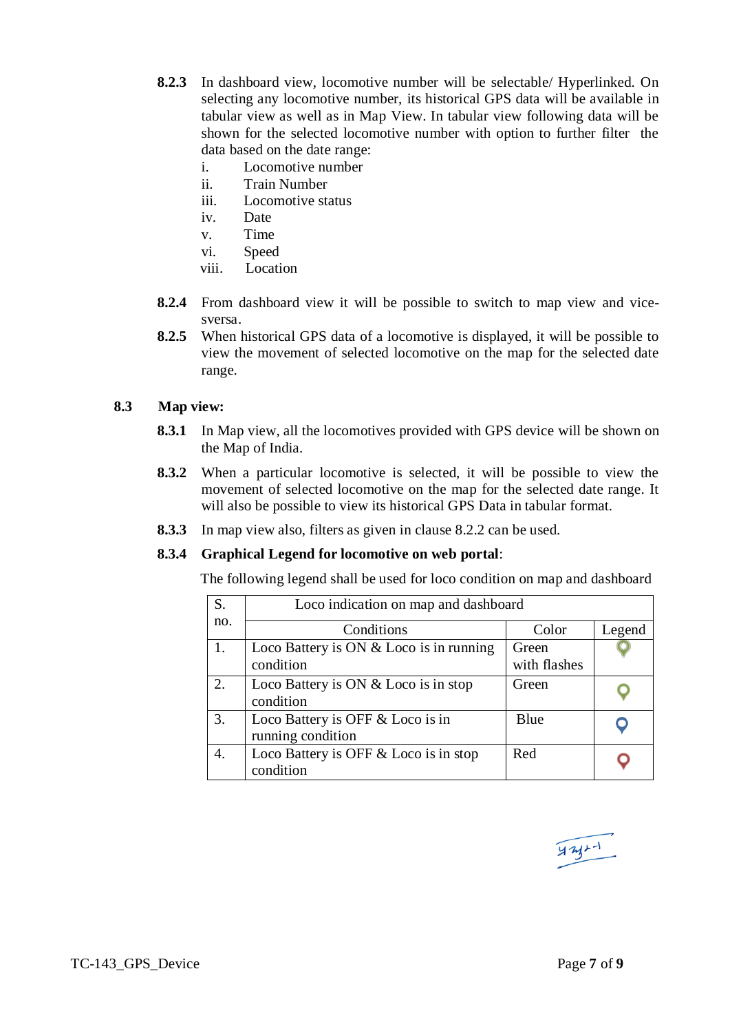**8.2.3** In dashboard view, locomotive number will be selectable/ Hyperlinked. On selecting any locomotive number, its historical GPS data will be available in tabular view as well as in Map View. In tabular view following data will be shown for the selected locomotive number with option to further filter the data based on the date range:

i. Locomotive number
ii. Train Number
iii. Locomotive status
iv. Date
v. Time
vi. Speed
viii. Location

**8.2.4** From dashboard view it will be possible to switch to map view and vice-sversa.

**8.2.5** When historical GPS data of a locomotive is displayed, it will be possible to view the movement of selected locomotive on the map for the selected date range.

## 8.3 Map view:

**8.3.1** In Map view, all the locomotives provided with GPS device will be shown on the Map of India.

**8.3.2** When a particular locomotive is selected, it will be possible to view the movement of selected locomotive on the map for the selected date range. It will also be possible to view its historical GPS Data in tabular format.

**8.3.3** In map view also, filters as given in clause 8.2.2 can be used.

**8.3.4** **Graphical Legend for locomotive on web portal**:

The following legend shall be used for loco condition on map and dashboard

| S. no. | Loco indication on map and dashboard | | |
|---|---|---|---|
| | Conditions | Color | Legend |
| 1. | Loco Battery is ON & Loco is in running condition | Green with flashes | |
| 2. | Loco Battery is ON & Loco is in stop condition | Green | |
| 3. | Loco Battery is OFF & Loco is in running condition | Blue | |
| 4. | Loco Battery is OFF & Loco is in stop condition | Red | |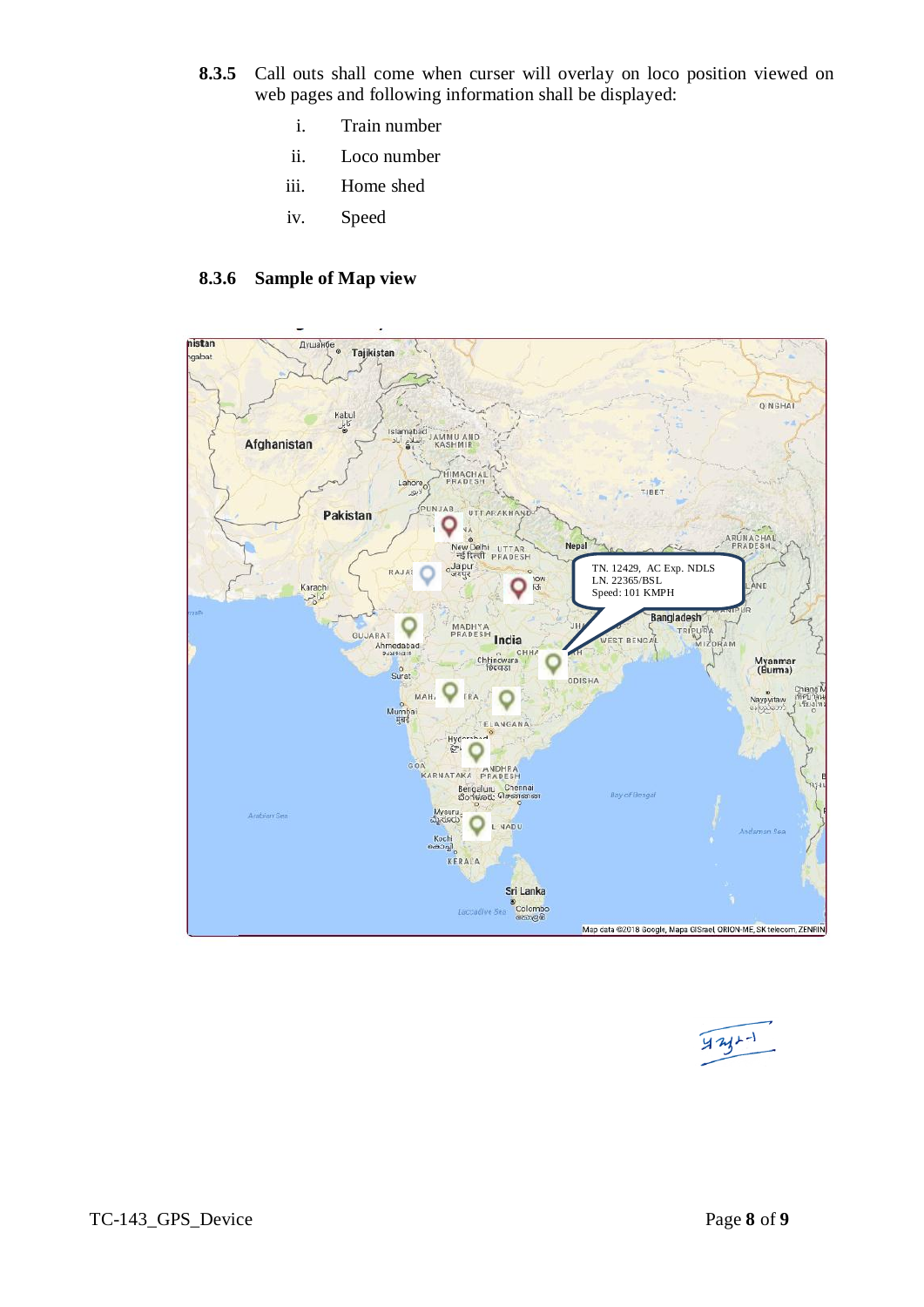**8.3.5** Call outs shall come when curser will overlay on loco position viewed on web pages and following information shall be displayed:

i. Train number

ii. Loco number

iii. Home shed

iv. Speed

**8.3.6 Sample of Map view**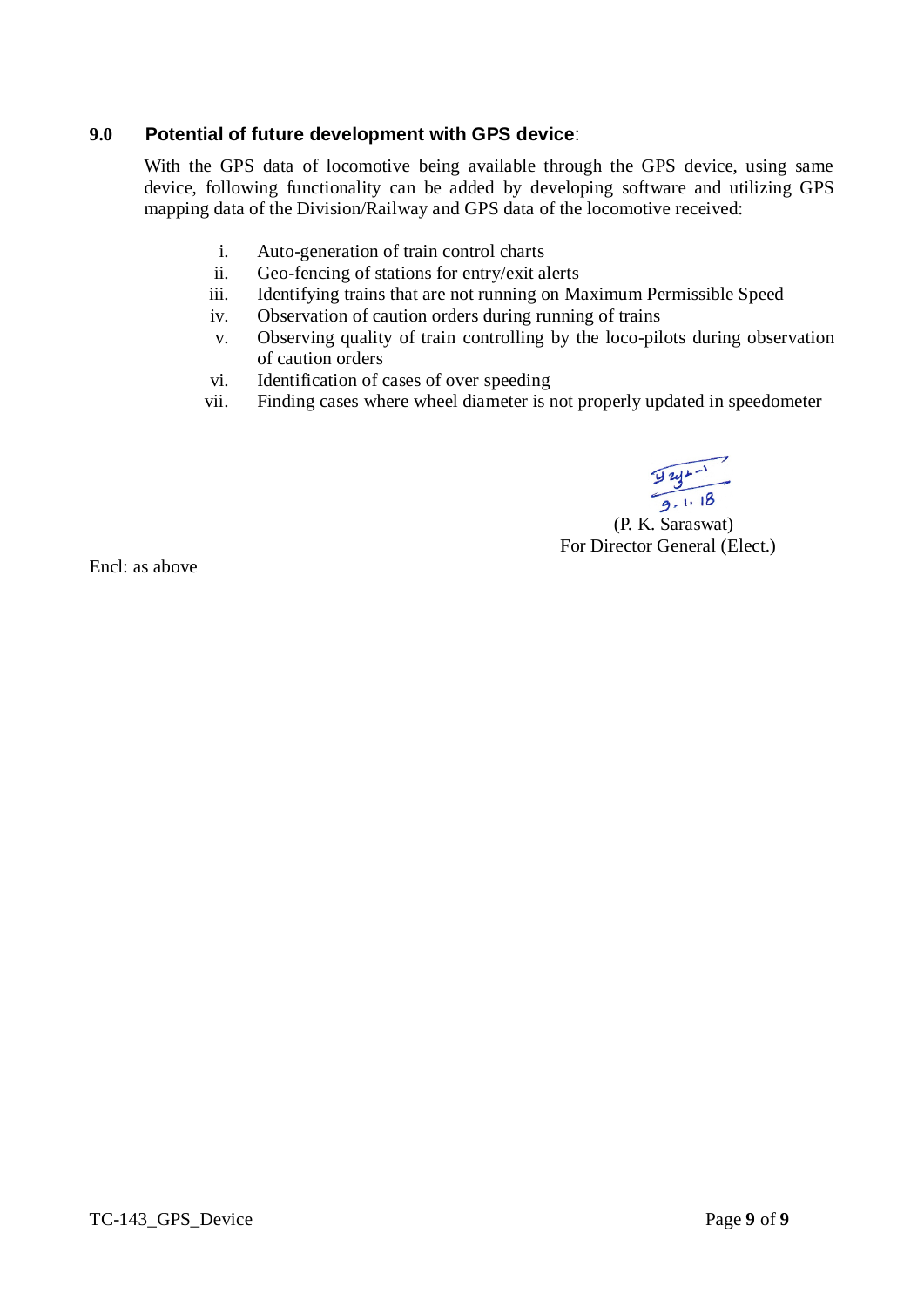## 9.0 Potential of future development with GPS device:

With the GPS data of locomotive being available through the GPS device, using same device, following functionality can be added by developing software and utilizing GPS mapping data of the Division/Railway and GPS data of the locomotive received:

i. Auto-generation of train control charts
ii. Geo-fencing of stations for entry/exit alerts
iii. Identifying trains that are not running on Maximum Permissible Speed
iv. Observation of caution orders during running of trains
v. Observing quality of train controlling by the loco-pilots during observation of caution orders
vi. Identification of cases of over speeding
vii. Finding cases where wheel diameter is not properly updated in speedometer

9.1.18

(P. K. Saraswat)
For Director General (Elect.)

Encl: as above